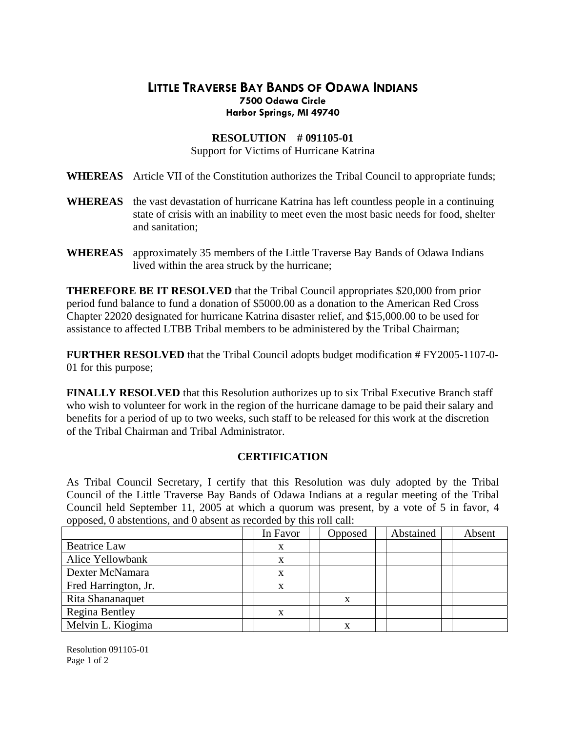# LITTLE TRAVERSE BAY BANDS OF ODAWA INDIANS

**7500 Odawa Circle**
**Harbor Springs, MI 49740**

## RESOLUTION # 091105-01

Support for Victims of Hurricane Katrina

**WHEREAS** Article VII of the Constitution authorizes the Tribal Council to appropriate funds;

**WHEREAS** the vast devastation of hurricane Katrina has left countless people in a continuing state of crisis with an inability to meet even the most basic needs for food, shelter and sanitation;

**WHEREAS** approximately 35 members of the Little Traverse Bay Bands of Odawa Indians lived within the area struck by the hurricane;

**THEREFORE BE IT RESOLVED** that the Tribal Council appropriates $20,000 from prior period fund balance to fund a donation of $5000.00 as a donation to the American Red Cross Chapter 22020 designated for hurricane Katrina disaster relief, and $15,000.00 to be used for assistance to affected LTBB Tribal members to be administered by the Tribal Chairman;

**FURTHER RESOLVED** that the Tribal Council adopts budget modification # FY2005-1107-0-01 for this purpose;

**FINALLY RESOLVED** that this Resolution authorizes up to six Tribal Executive Branch staff who wish to volunteer for work in the region of the hurricane damage to be paid their salary and benefits for a period of up to two weeks, such staff to be released for this work at the discretion of the Tribal Chairman and Tribal Administrator.

### CERTIFICATION

As Tribal Council Secretary, I certify that this Resolution was duly adopted by the Tribal Council of the Little Traverse Bay Bands of Odawa Indians at a regular meeting of the Tribal Council held September 11, 2005 at which a quorum was present, by a vote of 5 in favor, 4 opposed, 0 abstentions, and 0 absent as recorded by this roll call:

| | In Favor | Opposed | Abstained | Absent |
|---|---|---|---|---|
| Beatrice Law | x | | | |
| Alice Yellowbank | x | | | |
| Dexter McNamara | x | | | |
| Fred Harrington, Jr. | x | | | |
| Rita Shananaquet | | x | | |
| Regina Bentley | x | | | |
| Melvin L. Kiogima | | x | | |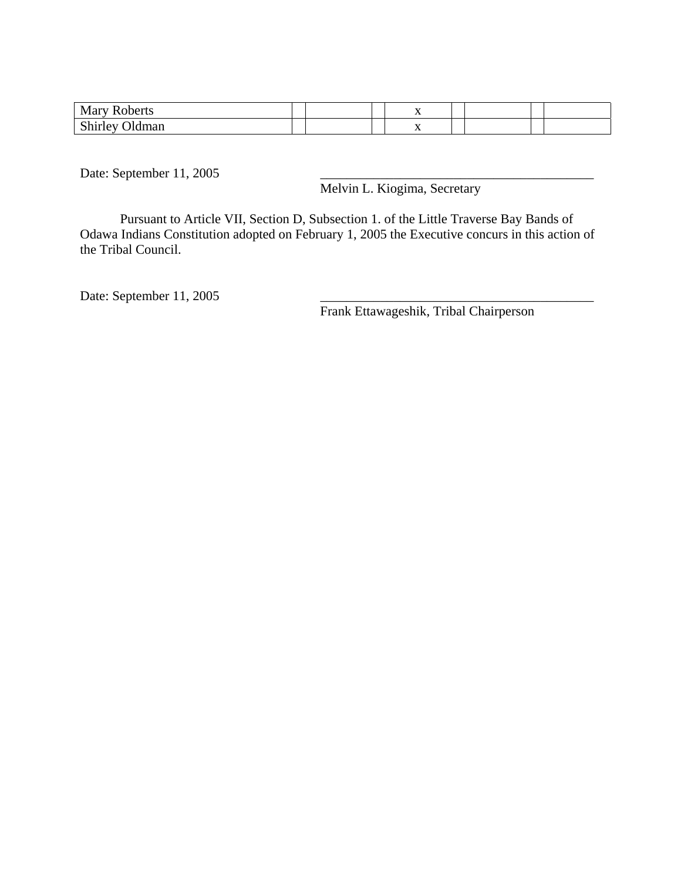| | | | | | | | | |
|---|---|---|---|---|---|---|---|---|
| Mary Roberts | | | | x | | | | |
| Shirley Oldman | | | | x | | | | |

Date: September 11, 2005

\_\_\_\_\_\_\_\_\_\_\_\_\_\_\_\_\_\_\_\_\_\_\_\_\_\_\_\_\_\_\_\_\_\_\_\_\_\_\_\_\_\_
Melvin L. Kiogima, Secretary

Pursuant to Article VII, Section D, Subsection 1. of the Little Traverse Bay Bands of Odawa Indians Constitution adopted on February 1, 2005 the Executive concurs in this action of the Tribal Council.

Date: September 11, 2005

\_\_\_\_\_\_\_\_\_\_\_\_\_\_\_\_\_\_\_\_\_\_\_\_\_\_\_\_\_\_\_\_\_\_\_\_\_\_\_\_\_\_
Frank Ettawageshik, Tribal Chairperson